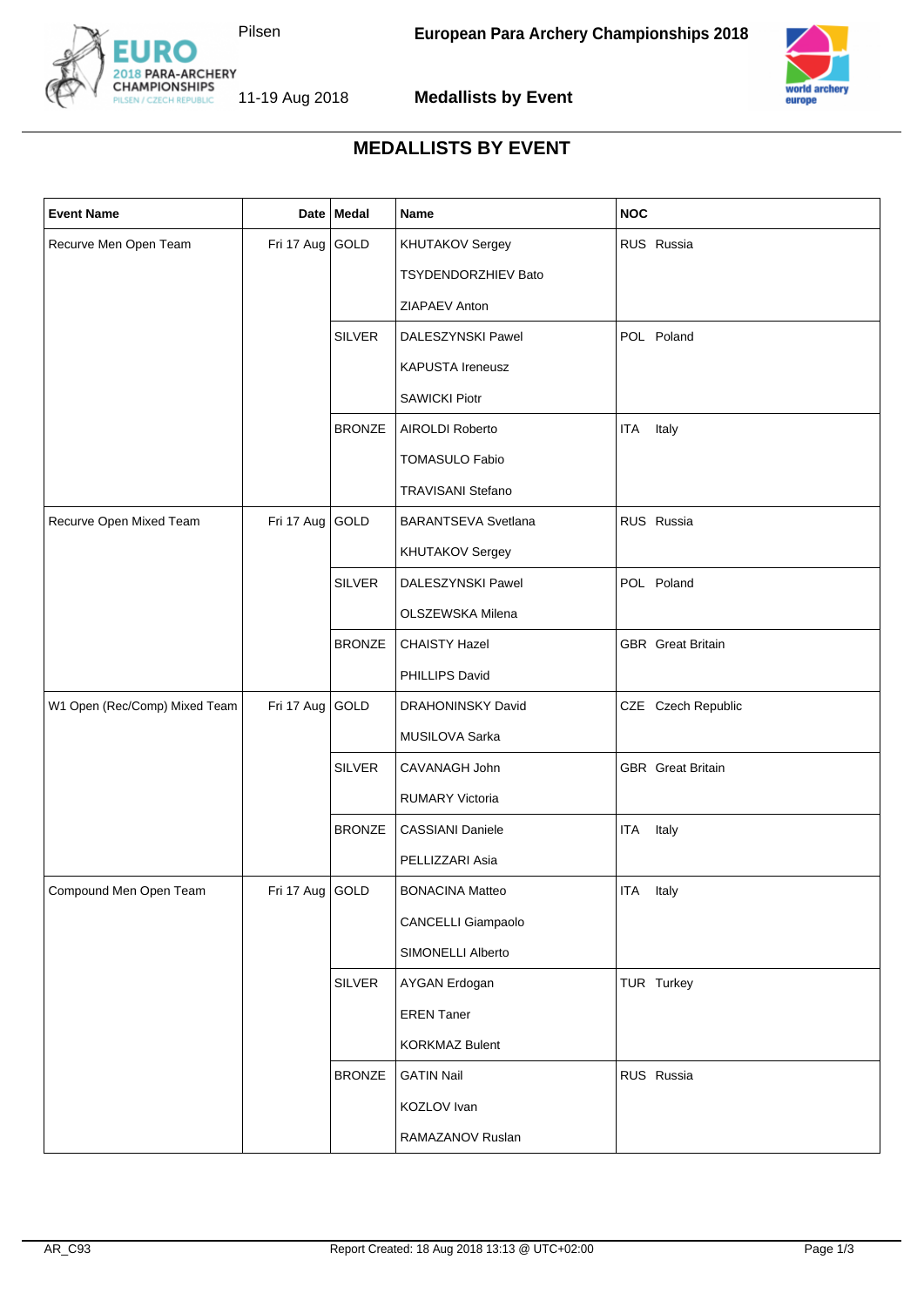# MEDALLISTS BY EVENT

| Event Name | Date | Medal | Name | NOC |
|---|---|---|---|---|
| Recurve Men Open Team | Fri 17 Aug | GOLD | KHUTAKOV Sergey | RUS Russia |
| | | | TSYDENDORZHIEV Bato | |
| | | | ZIAPAEV Anton | |
| | | SILVER | DALESZYNSKI Pawel | POL Poland |
| | | | KAPUSTA Ireneusz | |
| | | | SAWICKI Piotr | |
| | | BRONZE | AIROLDI Roberto | ITA Italy |
| | | | TOMASULO Fabio | |
| | | | TRAVISANI Stefano | |
| Recurve Open Mixed Team | Fri 17 Aug | GOLD | BARANTSEVA Svetlana | RUS Russia |
| | | | KHUTAKOV Sergey | |
| | | SILVER | DALESZYNSKI Pawel | POL Poland |
| | | | OLSZEWSKA Milena | |
| | | BRONZE | CHAISTY Hazel | GBR Great Britain |
| | | | PHILLIPS David | |
| W1 Open (Rec/Comp) Mixed Team | Fri 17 Aug | GOLD | DRAHONINSKY David | CZE Czech Republic |
| | | | MUSILOVA Sarka | |
| | | SILVER | CAVANAGH John | GBR Great Britain |
| | | | RUMARY Victoria | |
| | | BRONZE | CASSIANI Daniele | ITA Italy |
| | | | PELLIZZARI Asia | |
| Compound Men Open Team | Fri 17 Aug | GOLD | BONACINA Matteo | ITA Italy |
| | | | CANCELLI Giampaolo | |
| | | | SIMONELLI Alberto | |
| | | SILVER | AYGAN Erdogan | TUR Turkey |
| | | | EREN Taner | |
| | | | KORKMAZ Bulent | |
| | | BRONZE | GATIN Nail | RUS Russia |
| | | | KOZLOV Ivan | |
| | | | RAMAZANOV Ruslan | |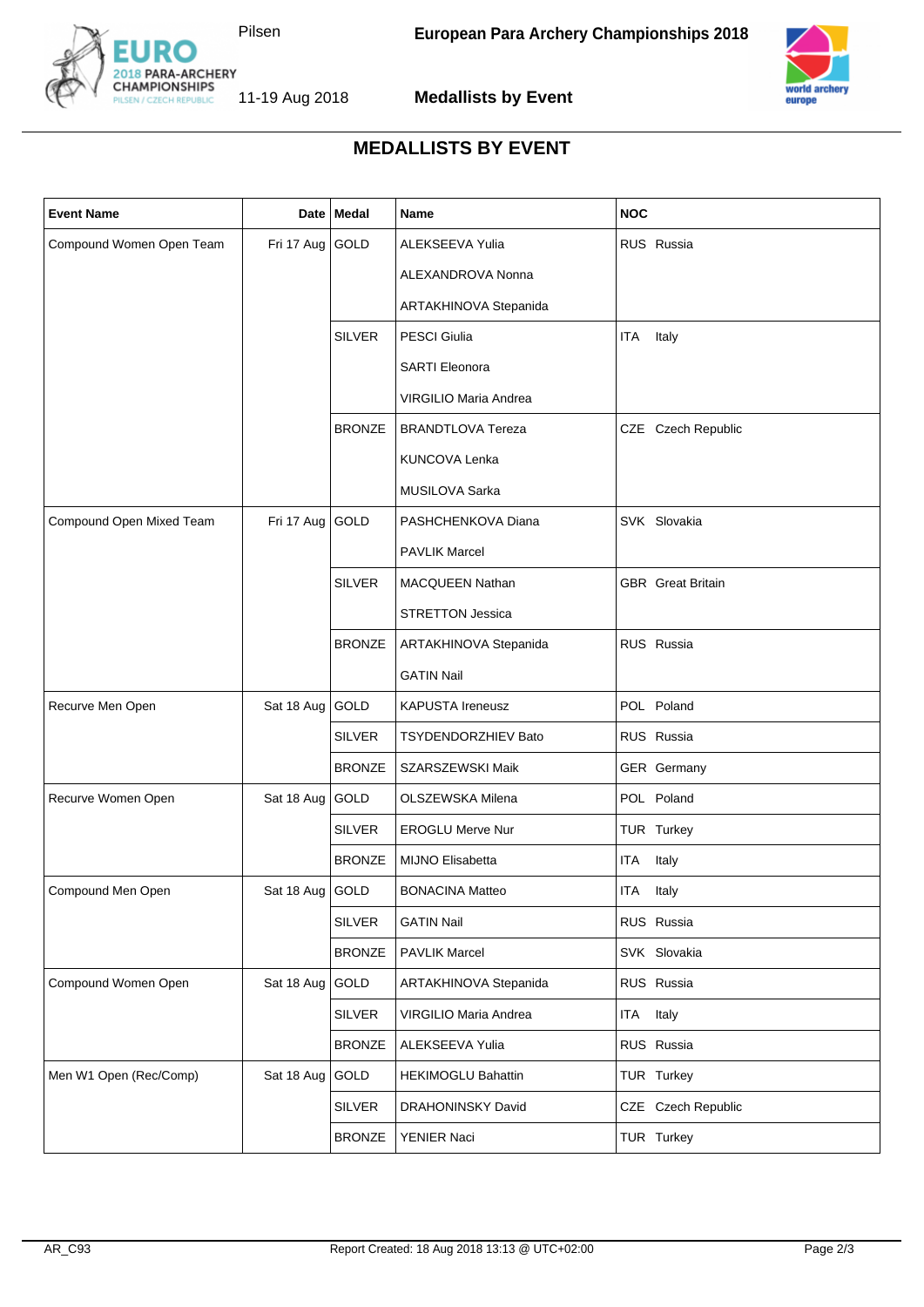# MEDALLISTS BY EVENT

| Event Name | Date | Medal | Name | NOC |
|---|---|---|---|---|
| Compound Women Open Team | Fri 17 Aug | GOLD | ALEKSEEVA Yulia | RUS Russia |
| | | | ALEXANDROVA Nonna | |
| | | | ARTAKHINOVA Stepanida | |
| | | SILVER | PESCI Giulia | ITA Italy |
| | | | SARTI Eleonora | |
| | | | VIRGILIO Maria Andrea | |
| | | BRONZE | BRANDTLOVA Tereza | CZE Czech Republic |
| | | | KUNCOVA Lenka | |
| | | | MUSILOVA Sarka | |
| Compound Open Mixed Team | Fri 17 Aug | GOLD | PASHCHENKOVA Diana | SVK Slovakia |
| | | | PAVLIK Marcel | |
| | | SILVER | MACQUEEN Nathan | GBR Great Britain |
| | | | STRETTON Jessica | |
| | | BRONZE | ARTAKHINOVA Stepanida | RUS Russia |
| | | | GATIN Nail | |
| Recurve Men Open | Sat 18 Aug | GOLD | KAPUSTA Ireneusz | POL Poland |
| | | SILVER | TSYDENDORZHIEV Bato | RUS Russia |
| | | BRONZE | SZARSZEWSKI Maik | GER Germany |
| Recurve Women Open | Sat 18 Aug | GOLD | OLSZEWSKA Milena | POL Poland |
| | | SILVER | EROGLU Merve Nur | TUR Turkey |
| | | BRONZE | MIJNO Elisabetta | ITA Italy |
| Compound Men Open | Sat 18 Aug | GOLD | BONACINA Matteo | ITA Italy |
| | | SILVER | GATIN Nail | RUS Russia |
| | | BRONZE | PAVLIK Marcel | SVK Slovakia |
| Compound Women Open | Sat 18 Aug | GOLD | ARTAKHINOVA Stepanida | RUS Russia |
| | | SILVER | VIRGILIO Maria Andrea | ITA Italy |
| | | BRONZE | ALEKSEEVA Yulia | RUS Russia |
| Men W1 Open (Rec/Comp) | Sat 18 Aug | GOLD | HEKIMOGLU Bahattin | TUR Turkey |
| | | SILVER | DRAHONINSKY David | CZE Czech Republic |
| | | BRONZE | YENIER Naci | TUR Turkey |

AR_C93 Report Created: 18 Aug 2018 13:13 @ UTC+02:00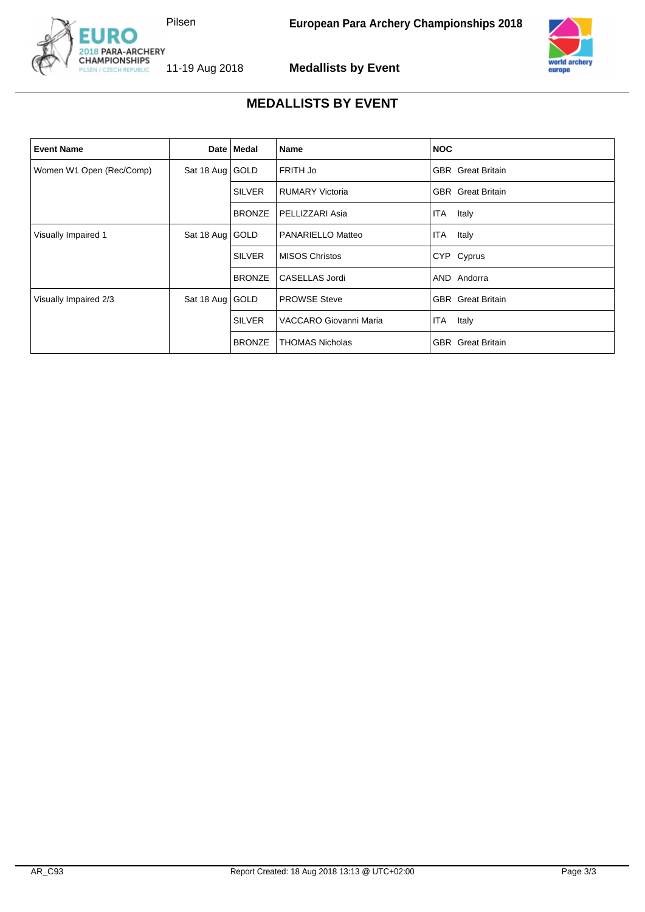# MEDALLISTS BY EVENT

| Event Name | Date | Medal | Name | NOC |
|---|---|---|---|---|
| Women W1 Open (Rec/Comp) | Sat 18 Aug | GOLD | FRITH Jo | GBR Great Britain |
| | | SILVER | RUMARY Victoria | GBR Great Britain |
| | | BRONZE | PELLIZZARI Asia | ITA Italy |
| Visually Impaired 1 | Sat 18 Aug | GOLD | PANARIELLO Matteo | ITA Italy |
| | | SILVER | MISOS Christos | CYP Cyprus |
| | | BRONZE | CASELLAS Jordi | AND Andorra |
| Visually Impaired 2/3 | Sat 18 Aug | GOLD | PROWSE Steve | GBR Great Britain |
| | | SILVER | VACCARO Giovanni Maria | ITA Italy |
| | | BRONZE | THOMAS Nicholas | GBR Great Britain |